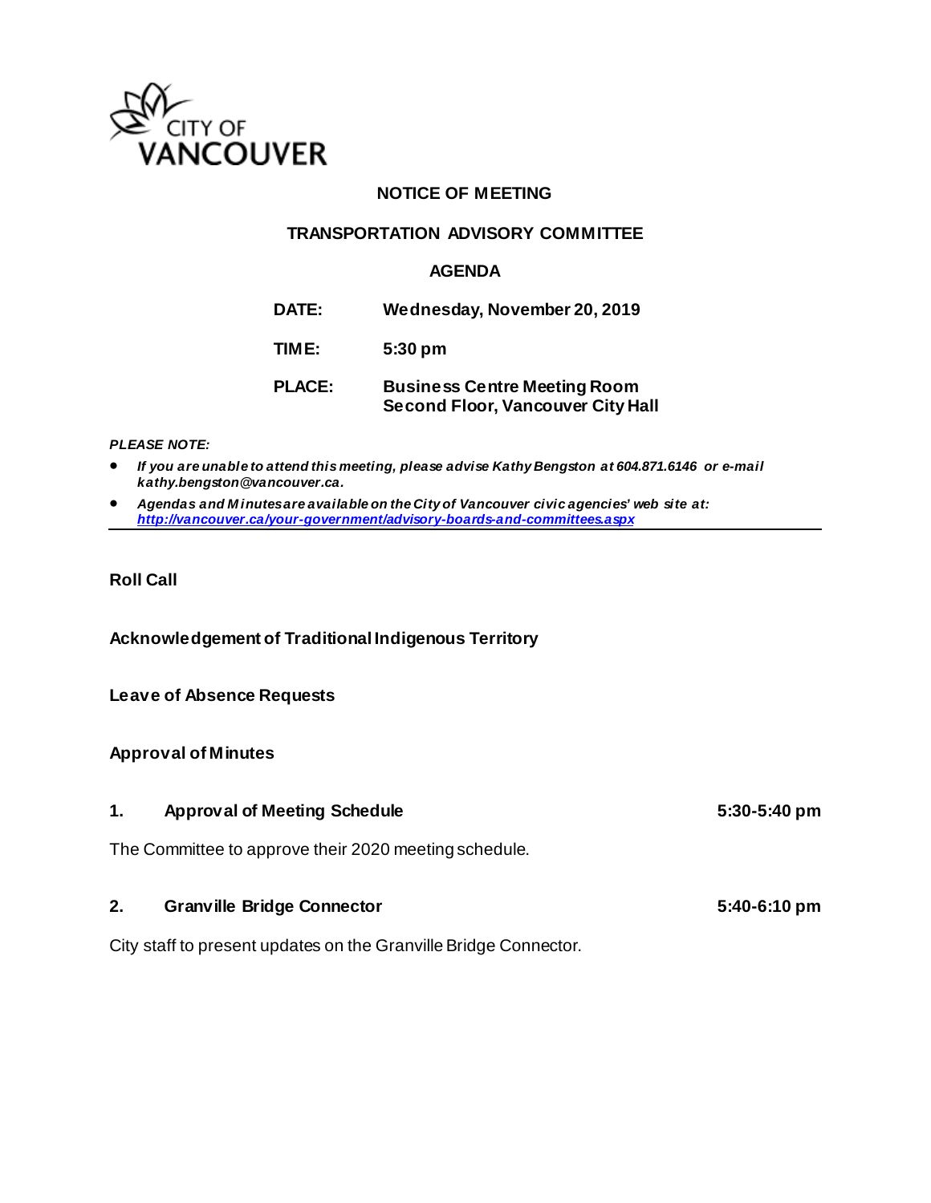CITY OF VANCOUVER

**NOTICE OF MEETING**

**TRANSPORTATION ADVISORY COMMITTEE**

**AGENDA**

| | |
|---|---|
| **DATE:** | **Wednesday, November 20, 2019** |
| **TIME:** | **5:30 pm** |
| **PLACE:** | **Business Centre Meeting Room Second Floor, Vancouver City Hall** |

***PLEASE NOTE:***

- ***If you are unable to attend this meeting, please advise Kathy Bengston at 604.871.6146 or e-mail kathy.bengston@vancouver.ca.***
- ***Agendas and Minutes are available on the City of Vancouver civic agencies' web site at: http://vancouver.ca/your-government/advisory-boards-and-committees.aspx***

---

**Roll Call**

**Acknowledgement of Traditional Indigenous Territory**

**Leave of Absence Requests**

**Approval of Minutes**

**1. Approval of Meeting Schedule** **5:30-5:40 pm**

The Committee to approve their 2020 meeting schedule.

**2. Granville Bridge Connector** **5:40-6:10 pm**

City staff to present updates on the Granville Bridge Connector.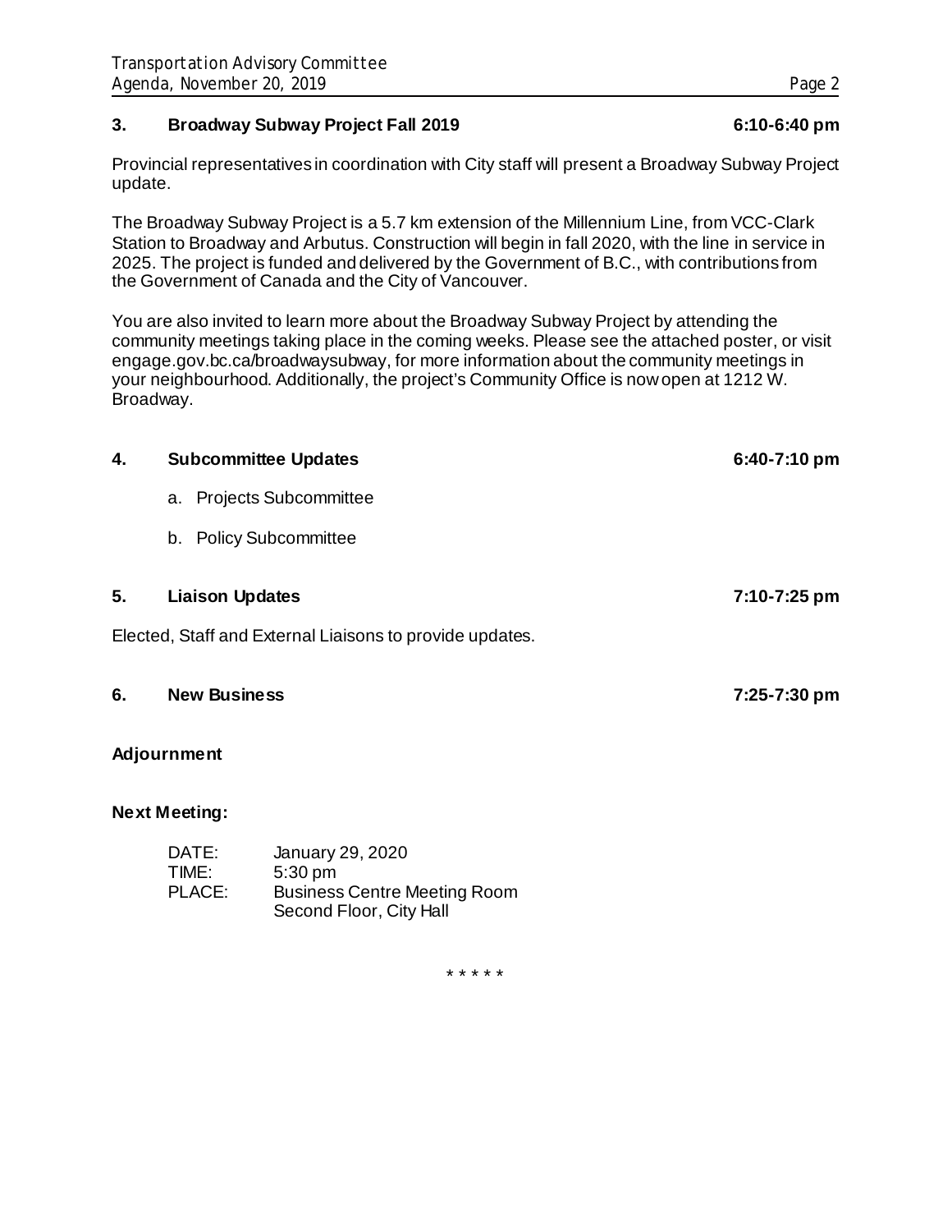### 3. Broadway Subway Project Fall 2019 — 6:10-6:40 pm

Provincial representatives in coordination with City staff will present a Broadway Subway Project update.

The Broadway Subway Project is a 5.7 km extension of the Millennium Line, from VCC-Clark Station to Broadway and Arbutus. Construction will begin in fall 2020, with the line in service in 2025. The project is funded and delivered by the Government of B.C., with contributions from the Government of Canada and the City of Vancouver.

You are also invited to learn more about the Broadway Subway Project by attending the community meetings taking place in the coming weeks. Please see the attached poster, or visit engage.gov.bc.ca/broadwaysubway, for more information about the community meetings in your neighbourhood. Additionally, the project's Community Office is now open at 1212 W. Broadway.

### 4. Subcommittee Updates — 6:40-7:10 pm

a. Projects Subcommittee

b. Policy Subcommittee

### 5. Liaison Updates — 7:10-7:25 pm

Elected, Staff and External Liaisons to provide updates.

### 6. New Business — 7:25-7:30 pm

**Adjournment**

**Next Meeting:**

| | |
|---|---|
| DATE: | January 29, 2020 |
| TIME: | 5:30 pm |
| PLACE: | Business Centre Meeting Room<br>Second Floor, City Hall |

\* \* \* \* \*